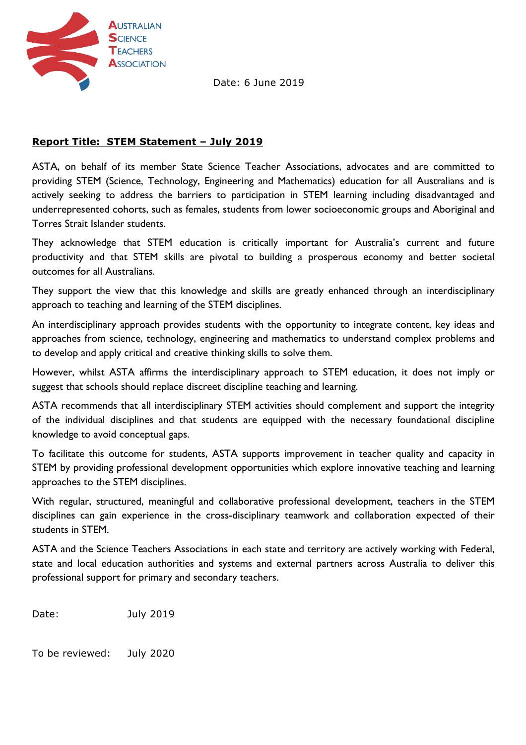AUSTRALIAN SCIENCE TEACHERS ASSOCIATION

Date: 6 June 2019

**Report Title: STEM Statement – July 2019**

ASTA, on behalf of its member State Science Teacher Associations, advocates and are committed to providing STEM (Science, Technology, Engineering and Mathematics) education for all Australians and is actively seeking to address the barriers to participation in STEM learning including disadvantaged and underrepresented cohorts, such as females, students from lower socioeconomic groups and Aboriginal and Torres Strait Islander students.

They acknowledge that STEM education is critically important for Australia's current and future productivity and that STEM skills are pivotal to building a prosperous economy and better societal outcomes for all Australians.

They support the view that this knowledge and skills are greatly enhanced through an interdisciplinary approach to teaching and learning of the STEM disciplines.

An interdisciplinary approach provides students with the opportunity to integrate content, key ideas and approaches from science, technology, engineering and mathematics to understand complex problems and to develop and apply critical and creative thinking skills to solve them.

However, whilst ASTA affirms the interdisciplinary approach to STEM education, it does not imply or suggest that schools should replace discreet discipline teaching and learning.

ASTA recommends that all interdisciplinary STEM activities should complement and support the integrity of the individual disciplines and that students are equipped with the necessary foundational discipline knowledge to avoid conceptual gaps.

To facilitate this outcome for students, ASTA supports improvement in teacher quality and capacity in STEM by providing professional development opportunities which explore innovative teaching and learning approaches to the STEM disciplines.

With regular, structured, meaningful and collaborative professional development, teachers in the STEM disciplines can gain experience in the cross-disciplinary teamwork and collaboration expected of their students in STEM.

ASTA and the Science Teachers Associations in each state and territory are actively working with Federal, state and local education authorities and systems and external partners across Australia to deliver this professional support for primary and secondary teachers.

Date: July 2019

To be reviewed: July 2020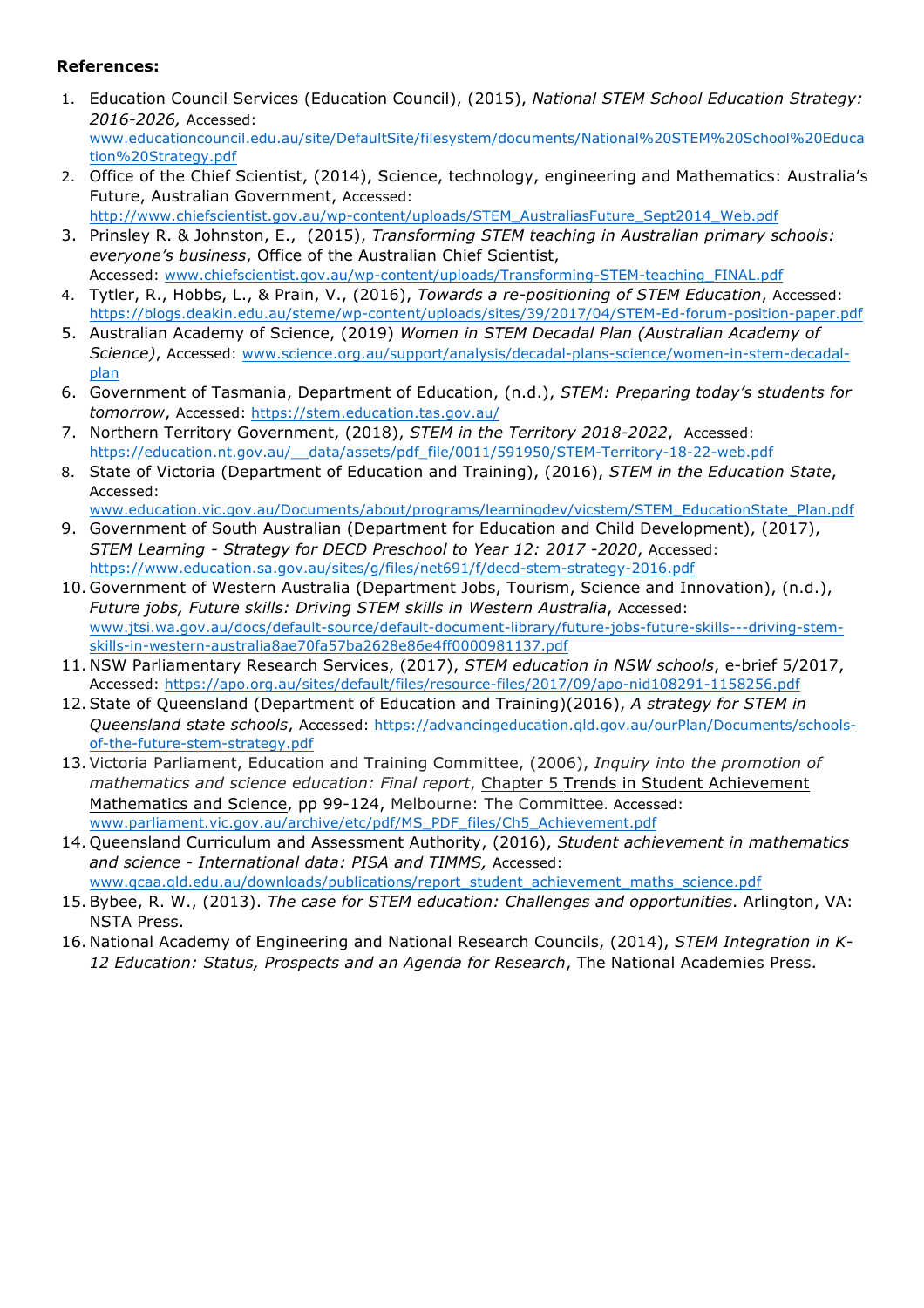**References:**

1. Education Council Services (Education Council), (2015), *National STEM School Education Strategy: 2016-2026,* Accessed: www.educationcouncil.edu.au/site/DefaultSite/filesystem/documents/National%20STEM%20School%20Education%20Strategy.pdf
2. Office of the Chief Scientist, (2014), Science, technology, engineering and Mathematics: Australia's Future, Australian Government, Accessed: http://www.chiefscientist.gov.au/wp-content/uploads/STEM_AustraliasFuture_Sept2014_Web.pdf
3. Prinsley R. & Johnston, E., (2015), *Transforming STEM teaching in Australian primary schools: everyone's business*, Office of the Australian Chief Scientist, Accessed: www.chiefscientist.gov.au/wp-content/uploads/Transforming-STEM-teaching_FINAL.pdf
4. Tytler, R., Hobbs, L., & Prain, V., (2016), *Towards a re-positioning of STEM Education*, Accessed: https://blogs.deakin.edu.au/steme/wp-content/uploads/sites/39/2017/04/STEM-Ed-forum-position-paper.pdf
5. Australian Academy of Science, (2019) *Women in STEM Decadal Plan (Australian Academy of Science)*, Accessed: www.science.org.au/support/analysis/decadal-plans-science/women-in-stem-decadal-plan
6. Government of Tasmania, Department of Education, (n.d.), *STEM: Preparing today's students for tomorrow*, Accessed: https://stem.education.tas.gov.au/
7. Northern Territory Government, (2018), *STEM in the Territory 2018-2022*, Accessed: https://education.nt.gov.au/__data/assets/pdf_file/0011/591950/STEM-Territory-18-22-web.pdf
8. State of Victoria (Department of Education and Training), (2016), *STEM in the Education State*, Accessed: www.education.vic.gov.au/Documents/about/programs/learningdev/vicstem/STEM_EducationState_Plan.pdf
9. Government of South Australian (Department for Education and Child Development), (2017), *STEM Learning - Strategy for DECD Preschool to Year 12: 2017 -2020*, Accessed: https://www.education.sa.gov.au/sites/g/files/net691/f/decd-stem-strategy-2016.pdf
10. Government of Western Australia (Department Jobs, Tourism, Science and Innovation), (n.d.), *Future jobs, Future skills: Driving STEM skills in Western Australia*, Accessed: www.jtsi.wa.gov.au/docs/default-source/default-document-library/future-jobs-future-skills---driving-stem-skills-in-western-australia8ae70fa57ba2628e86e4ff0000981137.pdf
11. NSW Parliamentary Research Services, (2017), *STEM education in NSW schools*, e-brief 5/2017, Accessed: https://apo.org.au/sites/default/files/resource-files/2017/09/apo-nid108291-1158256.pdf
12. State of Queensland (Department of Education and Training)(2016), *A strategy for STEM in Queensland state schools*, Accessed: https://advancingeducation.qld.gov.au/ourPlan/Documents/schools-of-the-future-stem-strategy.pdf
13. Victoria Parliament, Education and Training Committee, (2006), *Inquiry into the promotion of mathematics and science education: Final report*, Chapter 5 Trends in Student Achievement Mathematics and Science, pp 99-124, Melbourne: The Committee. Accessed: www.parliament.vic.gov.au/archive/etc/pdf/MS_PDF_files/Ch5_Achievement.pdf
14. Queensland Curriculum and Assessment Authority, (2016), *Student achievement in mathematics and science - International data: PISA and TIMMS,* Accessed: www.qcaa.qld.edu.au/downloads/publications/report_student_achievement_maths_science.pdf
15. Bybee, R. W., (2013). *The case for STEM education: Challenges and opportunities*. Arlington, VA: NSTA Press.
16. National Academy of Engineering and National Research Councils, (2014), *STEM Integration in K-12 Education: Status, Prospects and an Agenda for Research*, The National Academies Press.